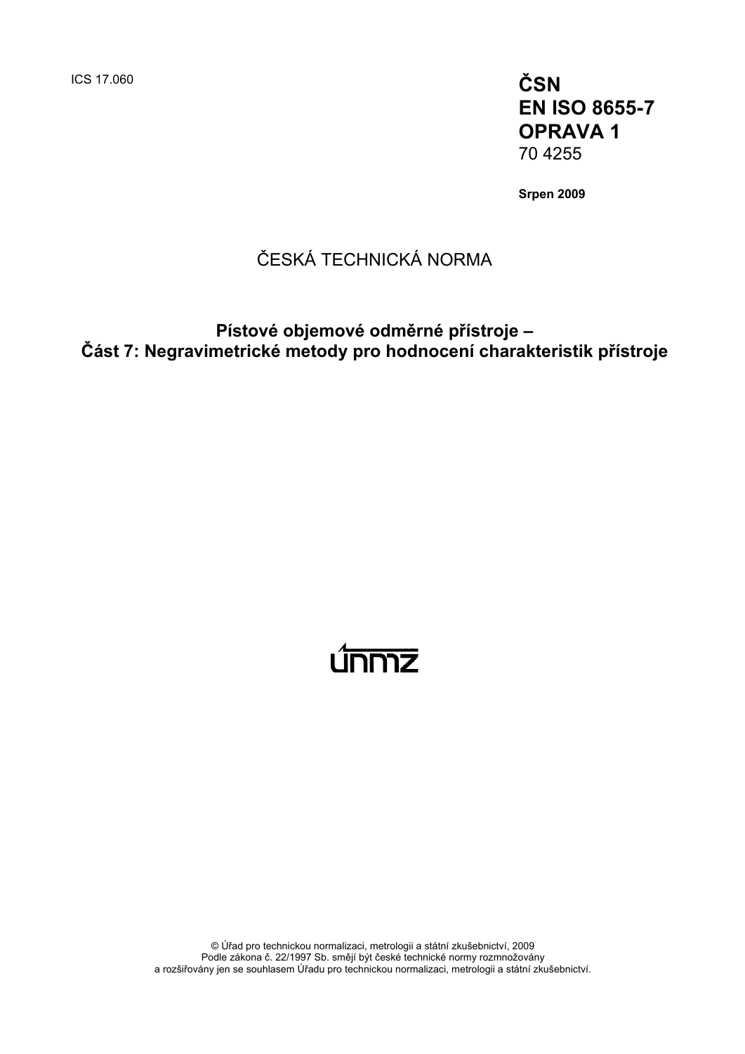ICS 17.060

**ČSN**
**EN ISO 8655-7**
**OPRAVA 1**
70 4255

**Srpen 2009**

ČESKÁ TECHNICKÁ NORMA

**Pístové objemové odměrné přístroje –**
**Část 7: Negravimetrické metody pro hodnocení charakteristik přístroje**

únmz

© Úřad pro technickou normalizaci, metrologii a státní zkušebnictví, 2009
Podle zákona č. 22/1997 Sb. smějí být české technické normy rozmnožovány
a rozšiřovány jen se souhlasem Úřadu pro technickou normalizaci, metrologii a státní zkušebnictví.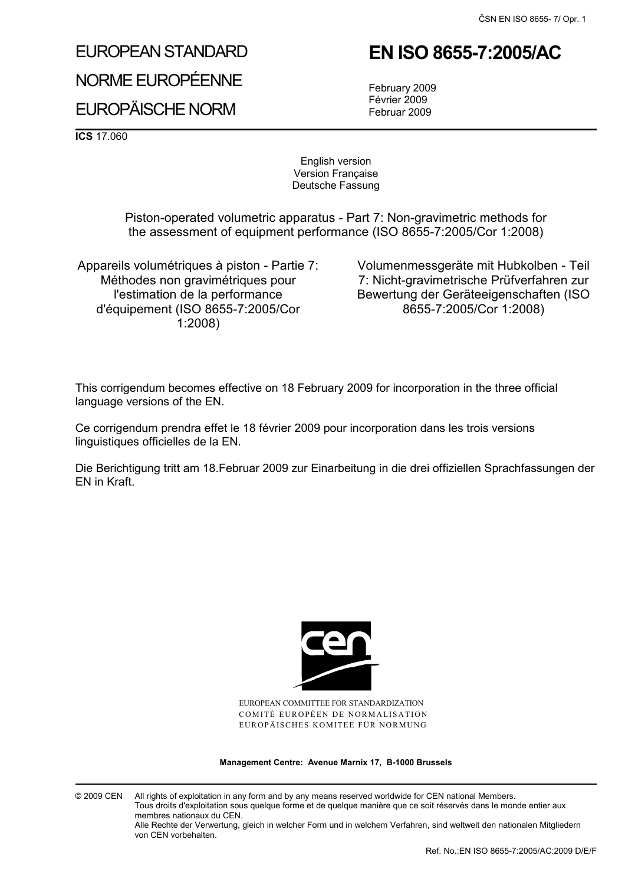# EUROPEAN STANDARD
# NORME EUROPÉENNE
# EUROPÄISCHE NORM

# EN ISO 8655-7:2005/AC

February 2009
Février 2009
Februar 2009

**ICS** 17.060

English version
Version Française
Deutsche Fassung

Piston-operated volumetric apparatus - Part 7: Non-gravimetric methods for the assessment of equipment performance (ISO 8655-7:2005/Cor 1:2008)

Appareils volumétriques à piston - Partie 7: Méthodes non gravimétriques pour l'estimation de la performance d'équipement (ISO 8655-7:2005/Cor 1:2008)

Volumenmessgeräte mit Hubkolben - Teil 7: Nicht-gravimetrische Prüfverfahren zur Bewertung der Geräteeigenschaften (ISO 8655-7:2005/Cor 1:2008)

This corrigendum becomes effective on 18 February 2009 for incorporation in the three official language versions of the EN.

Ce corrigendum prendra effet le 18 février 2009 pour incorporation dans les trois versions linguistiques officielles de la EN.

Die Berichtigung tritt am 18.Februar 2009 zur Einarbeitung in die drei offiziellen Sprachfassungen der EN in Kraft.

EUROPEAN COMMITTEE FOR STANDARDIZATION
COMITÉ EUROPÉEN DE NORMALISATION
EUROPÄISCHES KOMITEE FÜR NORMUNG

**Management Centre: Avenue Marnix 17, B-1000 Brussels**

© 2009 CEN All rights of exploitation in any form and by any means reserved worldwide for CEN national Members.
Tous droits d'exploitation sous quelque forme et de quelque manière que ce soit réservés dans le monde entier aux membres nationaux du CEN.
Alle Rechte der Verwertung, gleich in welcher Form und in welchem Verfahren, sind weltweit den nationalen Mitgliedern von CEN vorbehalten.

Ref. No.:EN ISO 8655-7:2005/AC:2009 D/E/F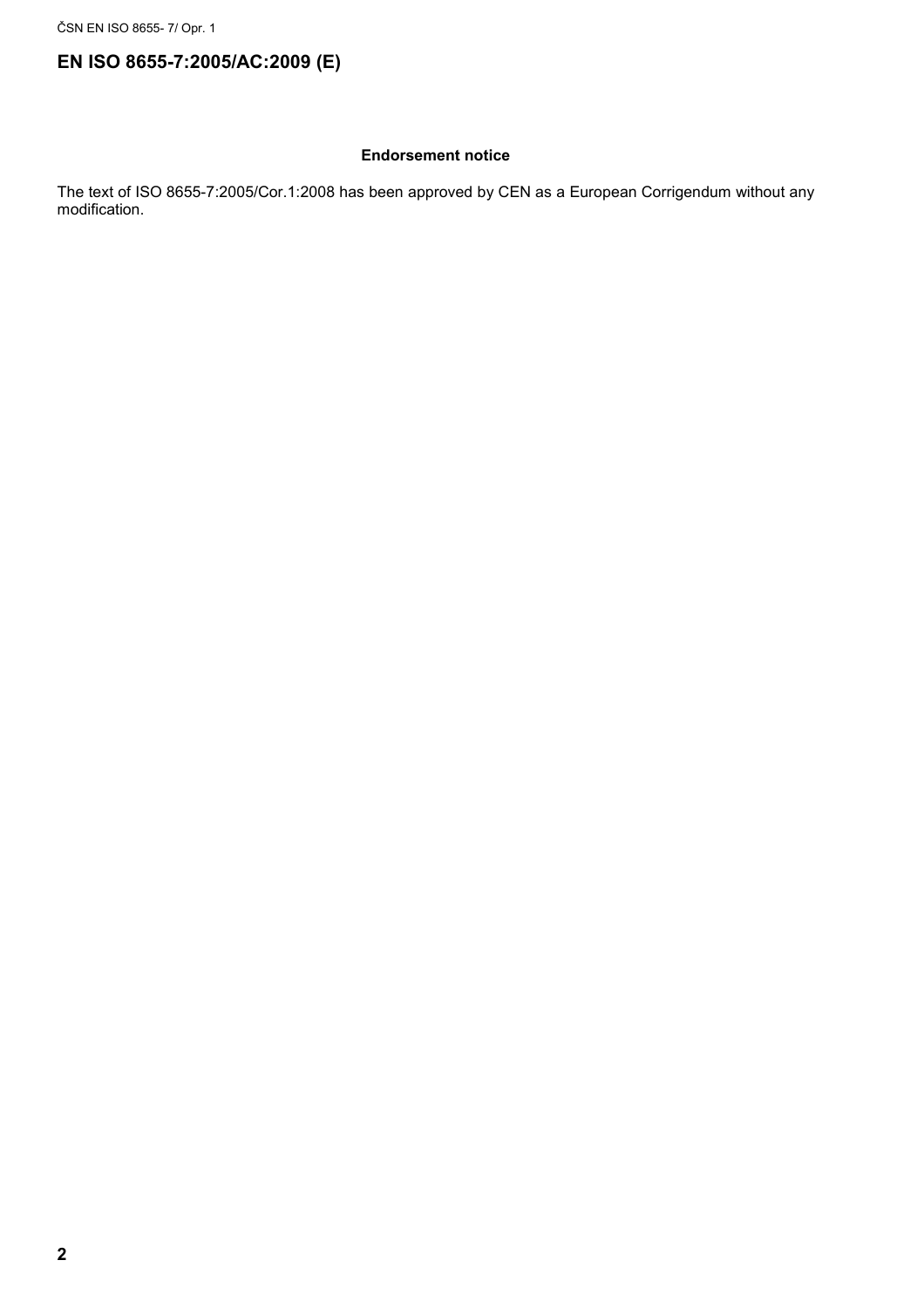# EN ISO 8655-7:2005/AC:2009 (E)

**Endorsement notice**

The text of ISO 8655-7:2005/Cor.1:2008 has been approved by CEN as a European Corrigendum without any modification.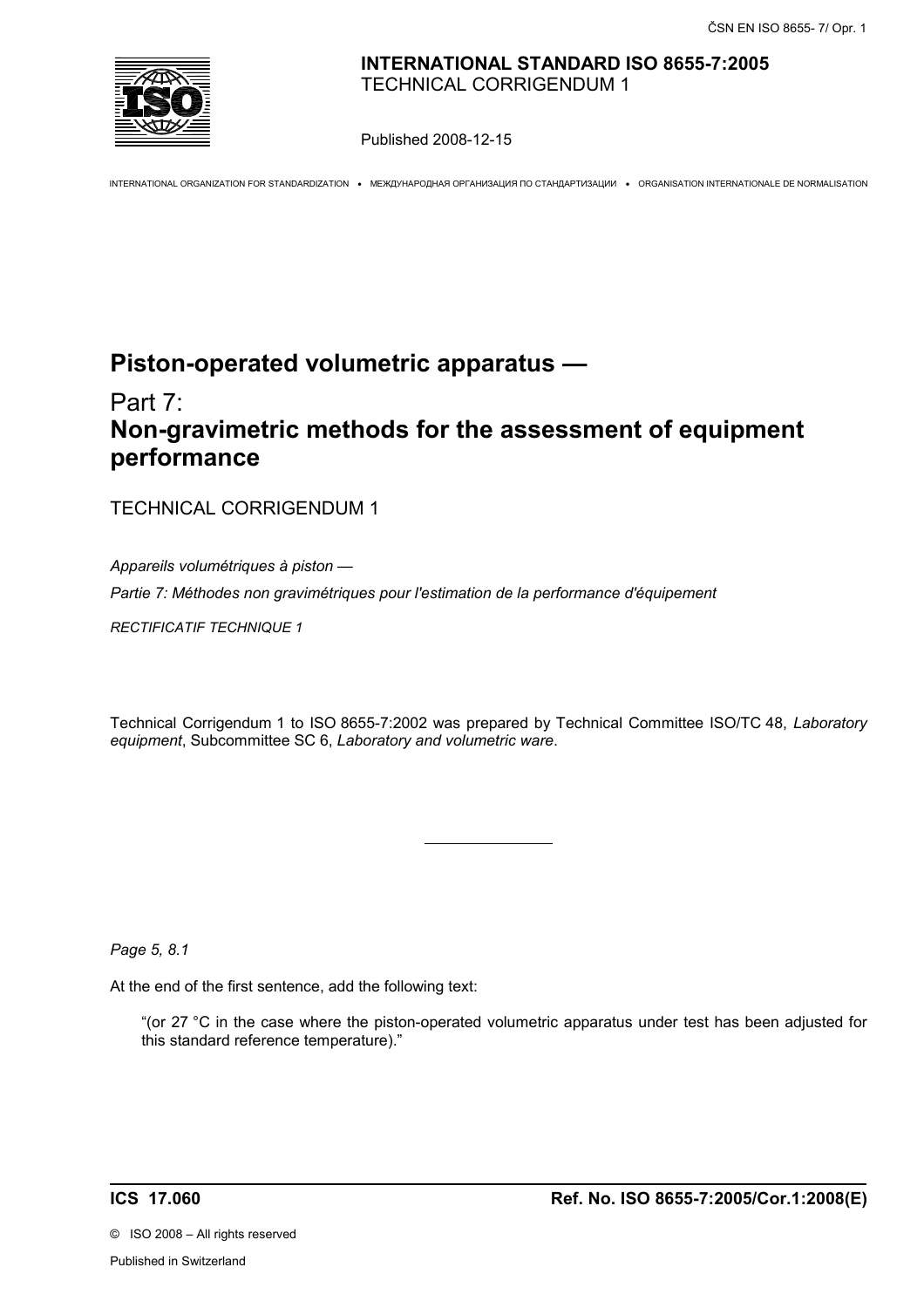**INTERNATIONAL STANDARD ISO 8655-7:2005**
TECHNICAL CORRIGENDUM 1

Published 2008-12-15

INTERNATIONAL ORGANIZATION FOR STANDARDIZATION • МЕЖДУНАРОДНАЯ ОРГАНИЗАЦИЯ ПО СТАНДАРТИЗАЦИИ • ORGANISATION INTERNATIONALE DE NORMALISATION

# Piston-operated volumetric apparatus —

## Part 7: Non-gravimetric methods for the assessment of equipment performance

TECHNICAL CORRIGENDUM 1

*Appareils volumétriques à piston —*

*Partie 7: Méthodes non gravimétriques pour l'estimation de la performance d'équipement*

*RECTIFICATIF TECHNIQUE 1*

Technical Corrigendum 1 to ISO 8655-7:2002 was prepared by Technical Committee ISO/TC 48, *Laboratory equipment*, Subcommittee SC 6, *Laboratory and volumetric ware*.

---

*Page 5, 8.1*

At the end of the first sentence, add the following text:

> "(or 27 °C in the case where the piston-operated volumetric apparatus under test has been adjusted for this standard reference temperature)."

**ICS 17.060** **Ref. No. ISO 8655-7:2005/Cor.1:2008(E)**

© ISO 2008 – All rights reserved

Published in Switzerland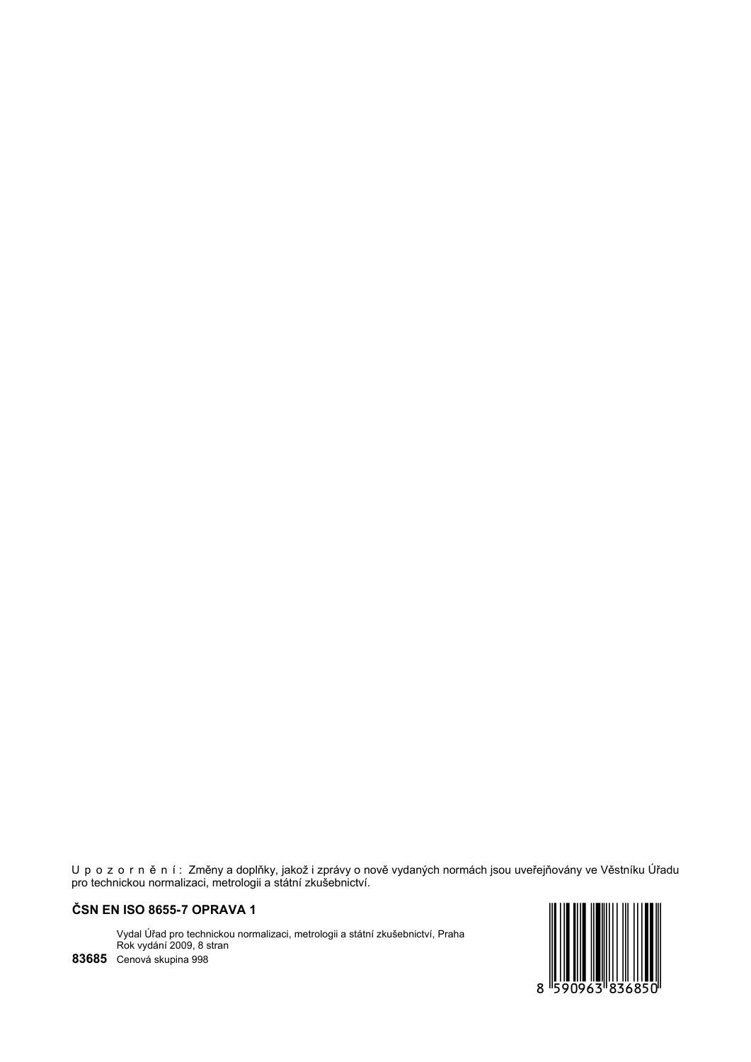U p o z o r n ě n í : Změny a doplňky, jakož i zprávy o nově vydaných normách jsou uveřejňovány ve Věstníku Úřadu pro technickou normalizaci, metrologii a státní zkušebnictví.

**ČSN EN ISO 8655-7 OPRAVA 1**

Vydal Úřad pro technickou normalizaci, metrologii a státní zkušebnictví, Praha
Rok vydání 2009, 8 stran

**83685** Cenová skupina 998

8 590963 836850